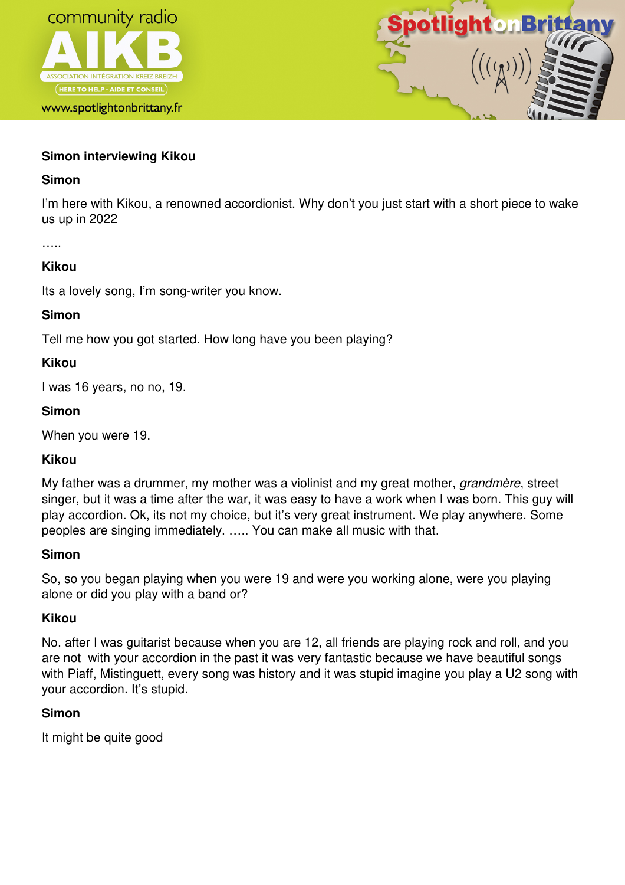**Simon interviewing Kikou**

**Simon**

I'm here with Kikou, a renowned accordionist. Why don't you just start with a short piece to wake us up in 2022

…..

**Kikou**

Its a lovely song, I'm song-writer you know.

**Simon**

Tell me how you got started. How long have you been playing?

**Kikou**

I was 16 years, no no, 19.

**Simon**

When you were 19.

**Kikou**

My father was a drummer, my mother was a violinist and my great mother, *grandmère*, street singer, but it was a time after the war, it was easy to have a work when I was born. This guy will play accordion. Ok, its not my choice, but it's very great instrument. We play anywhere. Some peoples are singing immediately. ….. You can make all music with that.

**Simon**

So, so you began playing when you were 19 and were you working alone, were you playing alone or did you play with a band or?

**Kikou**

No, after I was guitarist because when you are 12, all friends are playing rock and roll, and you are not with your accordion in the past it was very fantastic because we have beautiful songs with Piaff, Mistinguett, every song was history and it was stupid imagine you play a U2 song with your accordion. It's stupid.

**Simon**

It might be quite good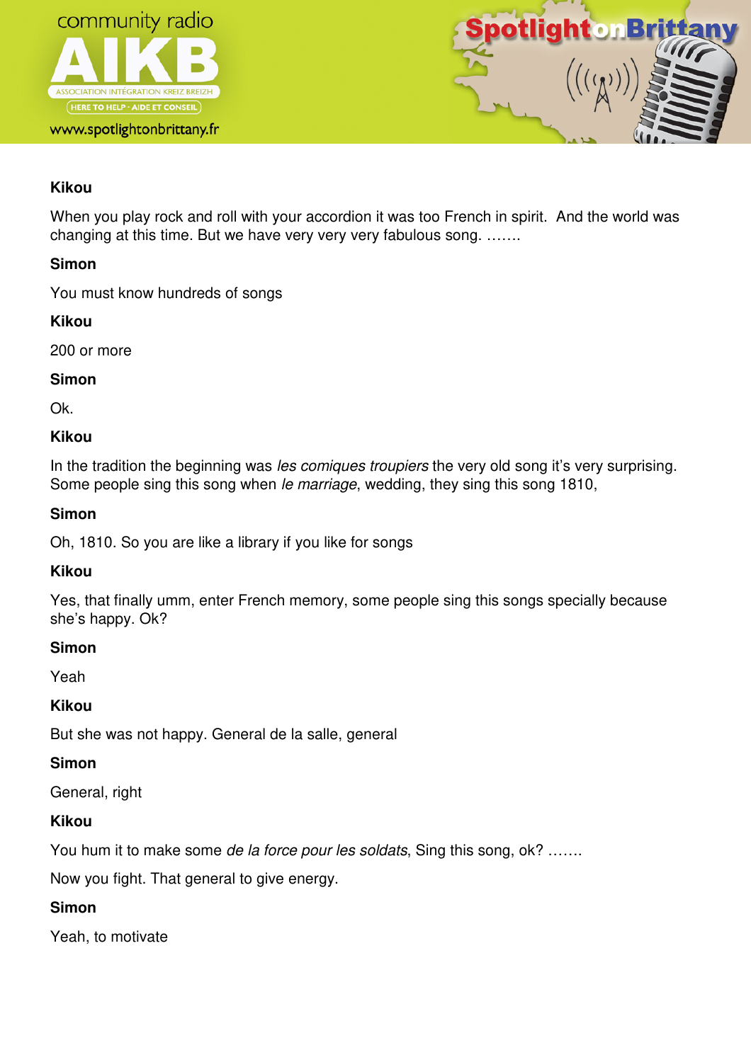**Kikou**

When you play rock and roll with your accordion it was too French in spirit.  And the world was changing at this time. But we have very very very fabulous song. …….

**Simon**

You must know hundreds of songs

**Kikou**

200 or more

**Simon**

Ok.

**Kikou**

In the tradition the beginning was *les comiques troupiers* the very old song it's very surprising. Some people sing this song when *le marriage*, wedding, they sing this song 1810,

**Simon**

Oh, 1810. So you are like a library if you like for songs

**Kikou**

Yes, that finally umm, enter French memory, some people sing this songs specially because she's happy. Ok?

**Simon**

Yeah

**Kikou**

But she was not happy. General de la salle, general

**Simon**

General, right

**Kikou**

You hum it to make some *de la force pour les soldats*, Sing this song, ok? …….

Now you fight. That general to give energy.

**Simon**

Yeah, to motivate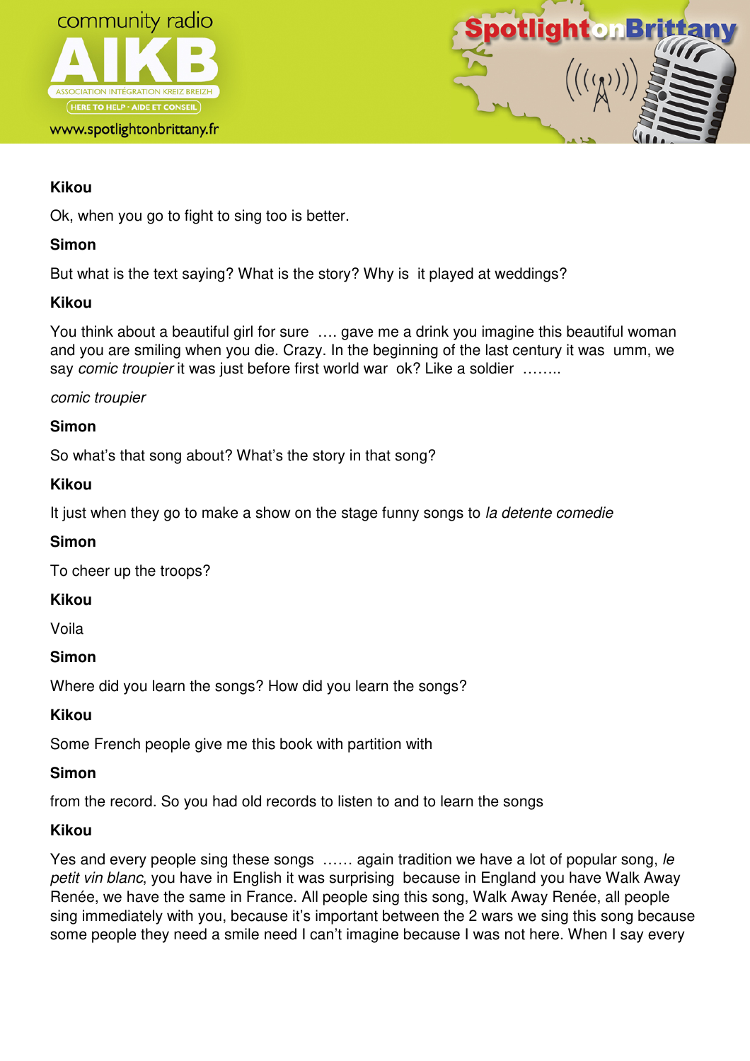**Kikou**

Ok, when you go to fight to sing too is better.

**Simon**

But what is the text saying? What is the story? Why is it played at weddings?

**Kikou**

You think about a beautiful girl for sure …. gave me a drink you imagine this beautiful woman and you are smiling when you die. Crazy. In the beginning of the last century it was umm, we say *comic troupier* it was just before first world war ok? Like a soldier ……..

*comic troupier*

**Simon**

So what's that song about? What's the story in that song?

**Kikou**

It just when they go to make a show on the stage funny songs to *la detente comedie*

**Simon**

To cheer up the troops?

**Kikou**

Voila

**Simon**

Where did you learn the songs? How did you learn the songs?

**Kikou**

Some French people give me this book with partition with

**Simon**

from the record. So you had old records to listen to and to learn the songs

**Kikou**

Yes and every people sing these songs …… again tradition we have a lot of popular song, *le petit vin blanc*, you have in English it was surprising because in England you have Walk Away Renée, we have the same in France. All people sing this song, Walk Away Renée, all people sing immediately with you, because it's important between the 2 wars we sing this song because some people they need a smile need I can't imagine because I was not here. When I say every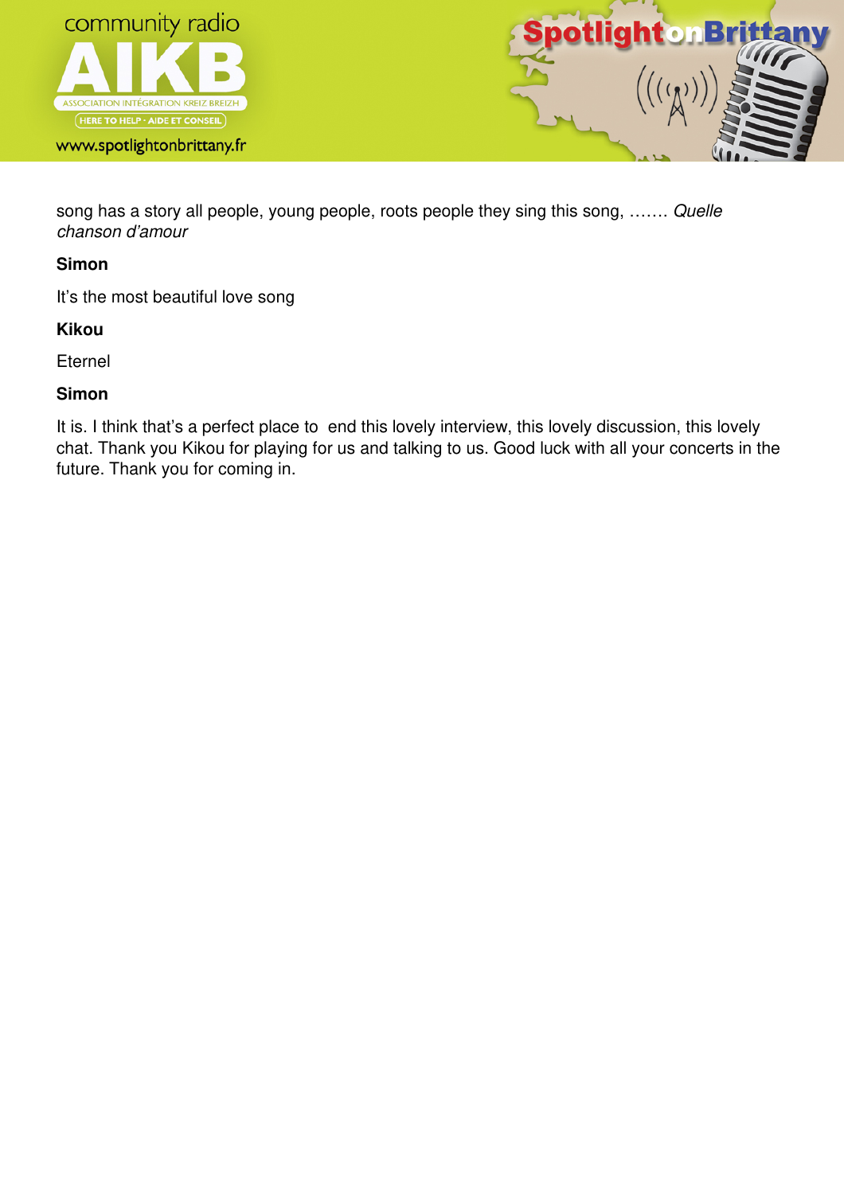song has a story all people, young people, roots people they sing this song, ……. *Quelle chanson d'amour*

**Simon**

It's the most beautiful love song

**Kikou**

Eternel

**Simon**

It is. I think that's a perfect place to end this lovely interview, this lovely discussion, this lovely chat. Thank you Kikou for playing for us and talking to us. Good luck with all your concerts in the future. Thank you for coming in.